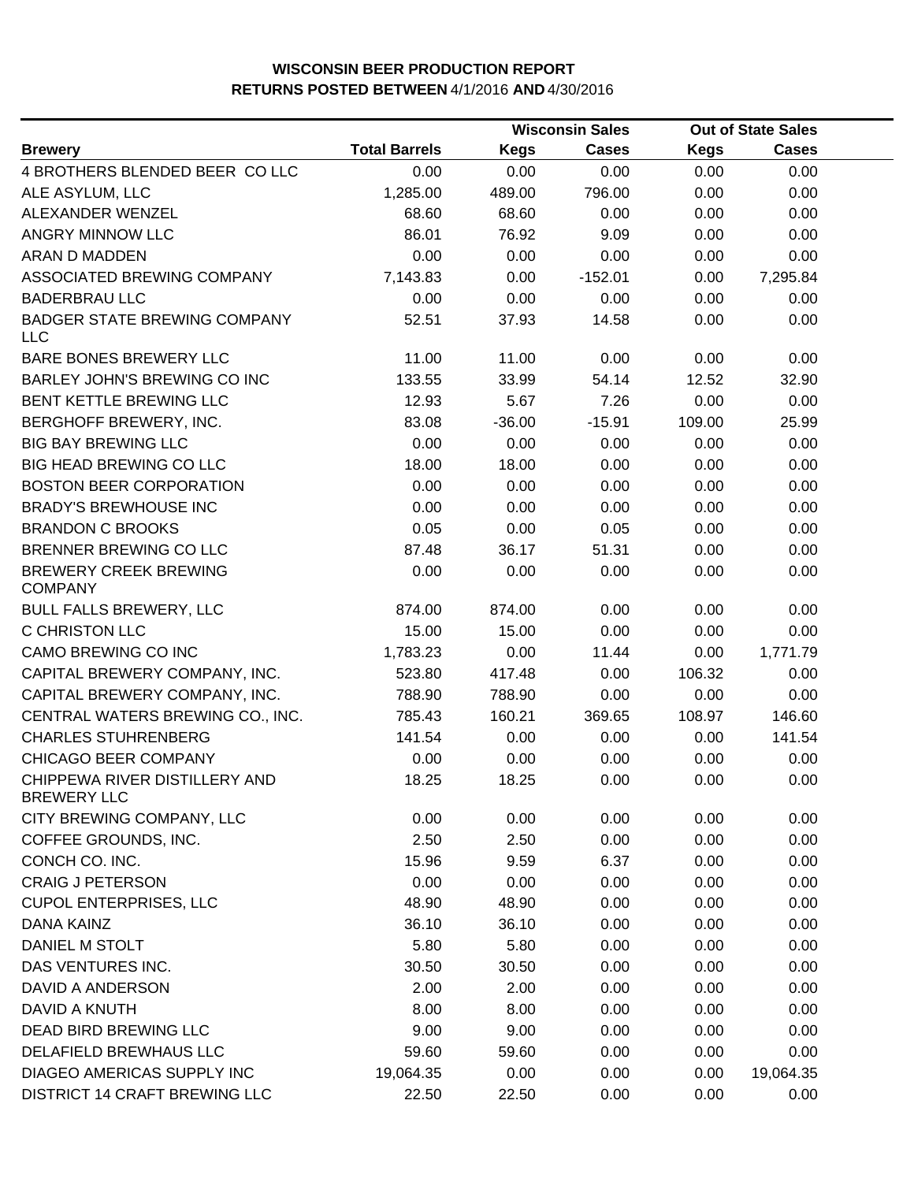# WISCONSIN BEER PRODUCTION REPORT
## RETURNS POSTED BETWEEN 4/1/2016 AND 4/30/2016

| Brewery | Total Barrels | Wisconsin Sales | | Out of State Sales | |
|---|---|---|---|---|---|
| | | Kegs | Cases | Kegs | Cases |
| 4 BROTHERS BLENDED BEER CO LLC | 0.00 | 0.00 | 0.00 | 0.00 | 0.00 |
| ALE ASYLUM, LLC | 1,285.00 | 489.00 | 796.00 | 0.00 | 0.00 |
| ALEXANDER WENZEL | 68.60 | 68.60 | 0.00 | 0.00 | 0.00 |
| ANGRY MINNOW LLC | 86.01 | 76.92 | 9.09 | 0.00 | 0.00 |
| ARAN D MADDEN | 0.00 | 0.00 | 0.00 | 0.00 | 0.00 |
| ASSOCIATED BREWING COMPANY | 7,143.83 | 0.00 | -152.01 | 0.00 | 7,295.84 |
| BADERBRAU LLC | 0.00 | 0.00 | 0.00 | 0.00 | 0.00 |
| BADGER STATE BREWING COMPANY LLC | 52.51 | 37.93 | 14.58 | 0.00 | 0.00 |
| BARE BONES BREWERY LLC | 11.00 | 11.00 | 0.00 | 0.00 | 0.00 |
| BARLEY JOHN'S BREWING CO INC | 133.55 | 33.99 | 54.14 | 12.52 | 32.90 |
| BENT KETTLE BREWING LLC | 12.93 | 5.67 | 7.26 | 0.00 | 0.00 |
| BERGHOFF BREWERY, INC. | 83.08 | -36.00 | -15.91 | 109.00 | 25.99 |
| BIG BAY BREWING LLC | 0.00 | 0.00 | 0.00 | 0.00 | 0.00 |
| BIG HEAD BREWING CO LLC | 18.00 | 18.00 | 0.00 | 0.00 | 0.00 |
| BOSTON BEER CORPORATION | 0.00 | 0.00 | 0.00 | 0.00 | 0.00 |
| BRADY'S BREWHOUSE INC | 0.00 | 0.00 | 0.00 | 0.00 | 0.00 |
| BRANDON C BROOKS | 0.05 | 0.00 | 0.05 | 0.00 | 0.00 |
| BRENNER BREWING CO LLC | 87.48 | 36.17 | 51.31 | 0.00 | 0.00 |
| BREWERY CREEK BREWING COMPANY | 0.00 | 0.00 | 0.00 | 0.00 | 0.00 |
| BULL FALLS BREWERY, LLC | 874.00 | 874.00 | 0.00 | 0.00 | 0.00 |
| C CHRISTON LLC | 15.00 | 15.00 | 0.00 | 0.00 | 0.00 |
| CAMO BREWING CO INC | 1,783.23 | 0.00 | 11.44 | 0.00 | 1,771.79 |
| CAPITAL BREWERY COMPANY, INC. | 523.80 | 417.48 | 0.00 | 106.32 | 0.00 |
| CAPITAL BREWERY COMPANY, INC. | 788.90 | 788.90 | 0.00 | 0.00 | 0.00 |
| CENTRAL WATERS BREWING CO., INC. | 785.43 | 160.21 | 369.65 | 108.97 | 146.60 |
| CHARLES STUHRENBERG | 141.54 | 0.00 | 0.00 | 0.00 | 141.54 |
| CHICAGO BEER COMPANY | 0.00 | 0.00 | 0.00 | 0.00 | 0.00 |
| CHIPPEWA RIVER DISTILLERY AND BREWERY LLC | 18.25 | 18.25 | 0.00 | 0.00 | 0.00 |
| CITY BREWING COMPANY, LLC | 0.00 | 0.00 | 0.00 | 0.00 | 0.00 |
| COFFEE GROUNDS, INC. | 2.50 | 2.50 | 0.00 | 0.00 | 0.00 |
| CONCH CO. INC. | 15.96 | 9.59 | 6.37 | 0.00 | 0.00 |
| CRAIG J PETERSON | 0.00 | 0.00 | 0.00 | 0.00 | 0.00 |
| CUPOL ENTERPRISES, LLC | 48.90 | 48.90 | 0.00 | 0.00 | 0.00 |
| DANA KAINZ | 36.10 | 36.10 | 0.00 | 0.00 | 0.00 |
| DANIEL M STOLT | 5.80 | 5.80 | 0.00 | 0.00 | 0.00 |
| DAS VENTURES INC. | 30.50 | 30.50 | 0.00 | 0.00 | 0.00 |
| DAVID A ANDERSON | 2.00 | 2.00 | 0.00 | 0.00 | 0.00 |
| DAVID A KNUTH | 8.00 | 8.00 | 0.00 | 0.00 | 0.00 |
| DEAD BIRD BREWING LLC | 9.00 | 9.00 | 0.00 | 0.00 | 0.00 |
| DELAFIELD BREWHAUS LLC | 59.60 | 59.60 | 0.00 | 0.00 | 0.00 |
| DIAGEO AMERICAS SUPPLY INC | 19,064.35 | 0.00 | 0.00 | 0.00 | 19,064.35 |
| DISTRICT 14 CRAFT BREWING LLC | 22.50 | 22.50 | 0.00 | 0.00 | 0.00 |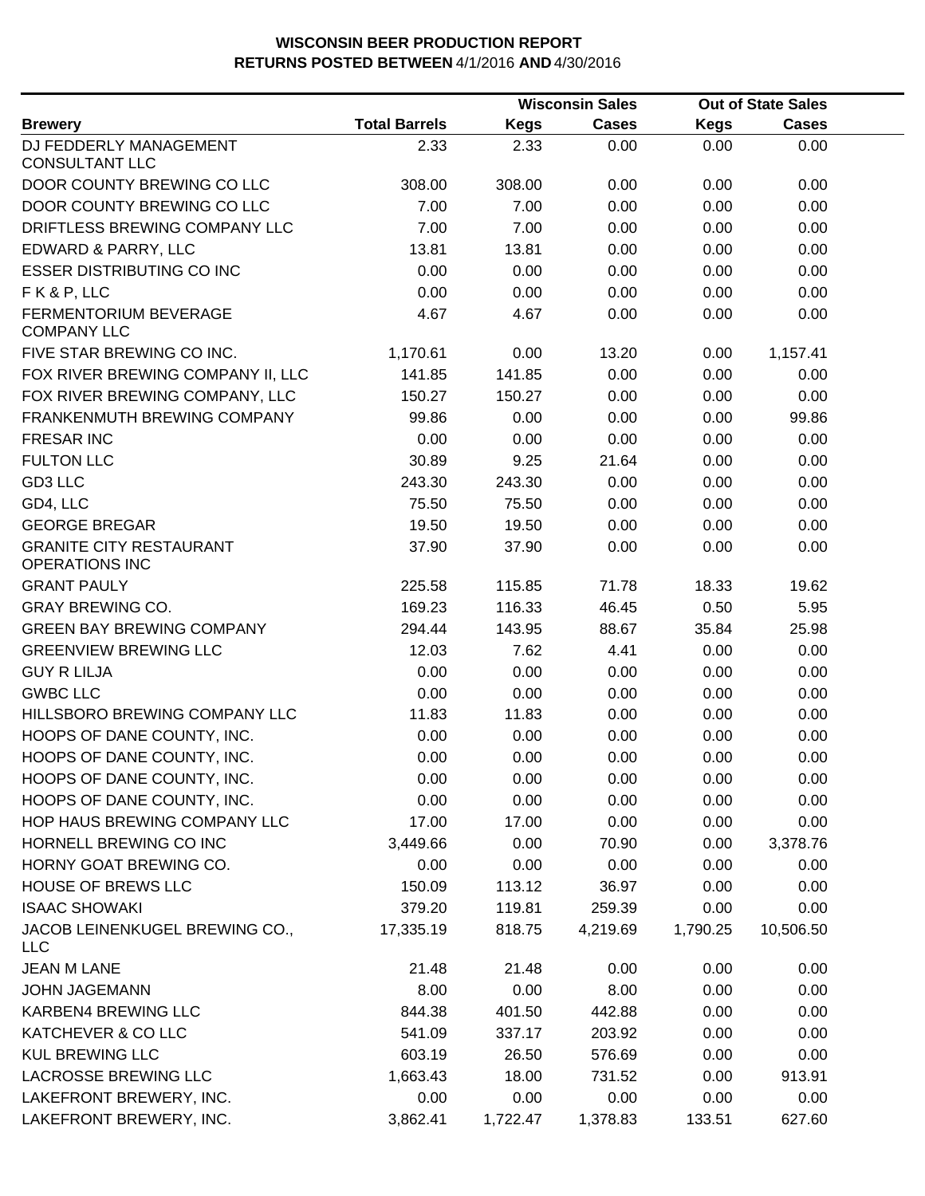# WISCONSIN BEER PRODUCTION REPORT
## RETURNS POSTED BETWEEN 4/1/2016 AND 4/30/2016

| Brewery | Total Barrels | Wisconsin Sales | | Out of State Sales | |
|---|---|---|---|---|---|
| | | Kegs | Cases | Kegs | Cases |
| DJ FEDDERLY MANAGEMENT CONSULTANT LLC | 2.33 | 2.33 | 0.00 | 0.00 | 0.00 |
| DOOR COUNTY BREWING CO LLC | 308.00 | 308.00 | 0.00 | 0.00 | 0.00 |
| DOOR COUNTY BREWING CO LLC | 7.00 | 7.00 | 0.00 | 0.00 | 0.00 |
| DRIFTLESS BREWING COMPANY LLC | 7.00 | 7.00 | 0.00 | 0.00 | 0.00 |
| EDWARD & PARRY, LLC | 13.81 | 13.81 | 0.00 | 0.00 | 0.00 |
| ESSER DISTRIBUTING CO INC | 0.00 | 0.00 | 0.00 | 0.00 | 0.00 |
| F K & P, LLC | 0.00 | 0.00 | 0.00 | 0.00 | 0.00 |
| FERMENTORIUM BEVERAGE COMPANY LLC | 4.67 | 4.67 | 0.00 | 0.00 | 0.00 |
| FIVE STAR BREWING CO INC. | 1,170.61 | 0.00 | 13.20 | 0.00 | 1,157.41 |
| FOX RIVER BREWING COMPANY II, LLC | 141.85 | 141.85 | 0.00 | 0.00 | 0.00 |
| FOX RIVER BREWING COMPANY, LLC | 150.27 | 150.27 | 0.00 | 0.00 | 0.00 |
| FRANKENMUTH BREWING COMPANY | 99.86 | 0.00 | 0.00 | 0.00 | 99.86 |
| FRESAR INC | 0.00 | 0.00 | 0.00 | 0.00 | 0.00 |
| FULTON LLC | 30.89 | 9.25 | 21.64 | 0.00 | 0.00 |
| GD3 LLC | 243.30 | 243.30 | 0.00 | 0.00 | 0.00 |
| GD4, LLC | 75.50 | 75.50 | 0.00 | 0.00 | 0.00 |
| GEORGE BREGAR | 19.50 | 19.50 | 0.00 | 0.00 | 0.00 |
| GRANITE CITY RESTAURANT OPERATIONS INC | 37.90 | 37.90 | 0.00 | 0.00 | 0.00 |
| GRANT PAULY | 225.58 | 115.85 | 71.78 | 18.33 | 19.62 |
| GRAY BREWING CO. | 169.23 | 116.33 | 46.45 | 0.50 | 5.95 |
| GREEN BAY BREWING COMPANY | 294.44 | 143.95 | 88.67 | 35.84 | 25.98 |
| GREENVIEW BREWING LLC | 12.03 | 7.62 | 4.41 | 0.00 | 0.00 |
| GUY R LILJA | 0.00 | 0.00 | 0.00 | 0.00 | 0.00 |
| GWBC LLC | 0.00 | 0.00 | 0.00 | 0.00 | 0.00 |
| HILLSBORO BREWING COMPANY LLC | 11.83 | 11.83 | 0.00 | 0.00 | 0.00 |
| HOOPS OF DANE COUNTY, INC. | 0.00 | 0.00 | 0.00 | 0.00 | 0.00 |
| HOOPS OF DANE COUNTY, INC. | 0.00 | 0.00 | 0.00 | 0.00 | 0.00 |
| HOOPS OF DANE COUNTY, INC. | 0.00 | 0.00 | 0.00 | 0.00 | 0.00 |
| HOOPS OF DANE COUNTY, INC. | 0.00 | 0.00 | 0.00 | 0.00 | 0.00 |
| HOP HAUS BREWING COMPANY LLC | 17.00 | 17.00 | 0.00 | 0.00 | 0.00 |
| HORNELL BREWING CO INC | 3,449.66 | 0.00 | 70.90 | 0.00 | 3,378.76 |
| HORNY GOAT BREWING CO. | 0.00 | 0.00 | 0.00 | 0.00 | 0.00 |
| HOUSE OF BREWS LLC | 150.09 | 113.12 | 36.97 | 0.00 | 0.00 |
| ISAAC SHOWAKI | 379.20 | 119.81 | 259.39 | 0.00 | 0.00 |
| JACOB LEINENKUGEL BREWING CO., LLC | 17,335.19 | 818.75 | 4,219.69 | 1,790.25 | 10,506.50 |
| JEAN M LANE | 21.48 | 21.48 | 0.00 | 0.00 | 0.00 |
| JOHN JAGEMANN | 8.00 | 0.00 | 8.00 | 0.00 | 0.00 |
| KARBEN4 BREWING LLC | 844.38 | 401.50 | 442.88 | 0.00 | 0.00 |
| KATCHEVER & CO LLC | 541.09 | 337.17 | 203.92 | 0.00 | 0.00 |
| KUL BREWING LLC | 603.19 | 26.50 | 576.69 | 0.00 | 0.00 |
| LACROSSE BREWING LLC | 1,663.43 | 18.00 | 731.52 | 0.00 | 913.91 |
| LAKEFRONT BREWERY, INC. | 0.00 | 0.00 | 0.00 | 0.00 | 0.00 |
| LAKEFRONT BREWERY, INC. | 3,862.41 | 1,722.47 | 1,378.83 | 133.51 | 627.60 |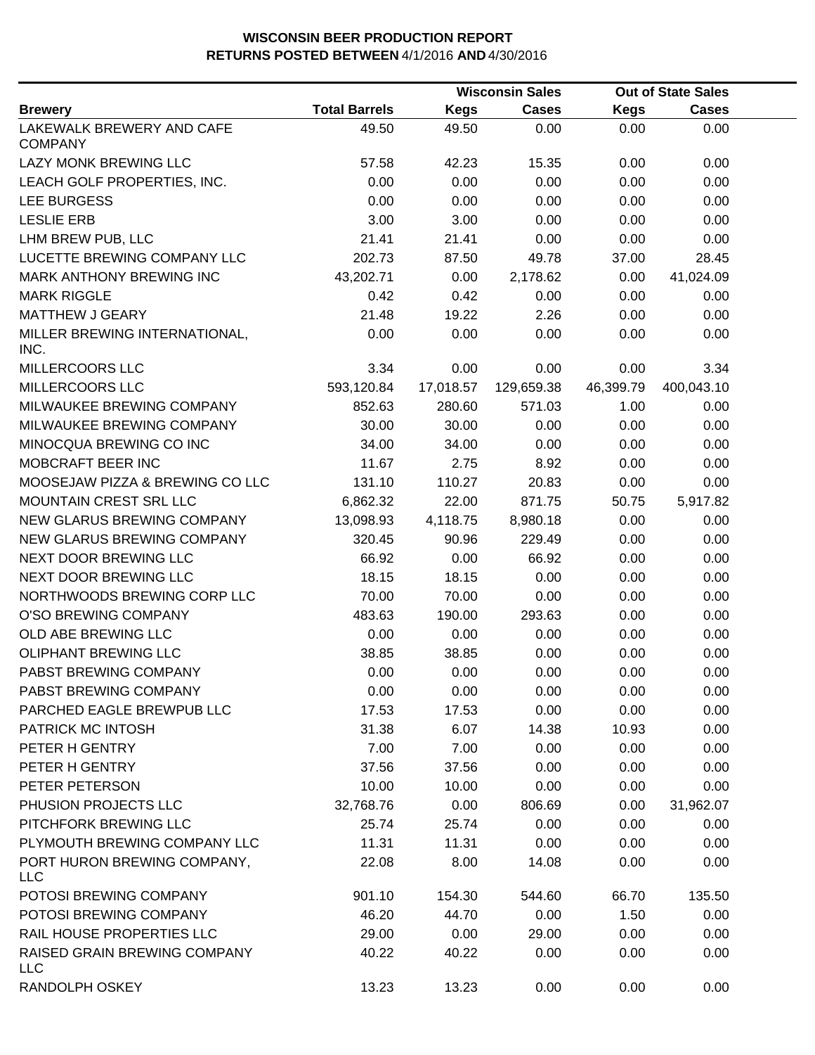# WISCONSIN BEER PRODUCTION REPORT
## RETURNS POSTED BETWEEN 4/1/2016 AND 4/30/2016

| | | Wisconsin Sales | | Out of State Sales | |
|---|---|---|---|---|---|
| **Brewery** | **Total Barrels** | **Kegs** | **Cases** | **Kegs** | **Cases** |
| LAKEWALK BREWERY AND CAFE COMPANY | 49.50 | 49.50 | 0.00 | 0.00 | 0.00 |
| LAZY MONK BREWING LLC | 57.58 | 42.23 | 15.35 | 0.00 | 0.00 |
| LEACH GOLF PROPERTIES, INC. | 0.00 | 0.00 | 0.00 | 0.00 | 0.00 |
| LEE BURGESS | 0.00 | 0.00 | 0.00 | 0.00 | 0.00 |
| LESLIE ERB | 3.00 | 3.00 | 0.00 | 0.00 | 0.00 |
| LHM BREW PUB, LLC | 21.41 | 21.41 | 0.00 | 0.00 | 0.00 |
| LUCETTE BREWING COMPANY LLC | 202.73 | 87.50 | 49.78 | 37.00 | 28.45 |
| MARK ANTHONY BREWING INC | 43,202.71 | 0.00 | 2,178.62 | 0.00 | 41,024.09 |
| MARK RIGGLE | 0.42 | 0.42 | 0.00 | 0.00 | 0.00 |
| MATTHEW J GEARY | 21.48 | 19.22 | 2.26 | 0.00 | 0.00 |
| MILLER BREWING INTERNATIONAL, INC. | 0.00 | 0.00 | 0.00 | 0.00 | 0.00 |
| MILLERCOORS LLC | 3.34 | 0.00 | 0.00 | 0.00 | 3.34 |
| MILLERCOORS LLC | 593,120.84 | 17,018.57 | 129,659.38 | 46,399.79 | 400,043.10 |
| MILWAUKEE BREWING COMPANY | 852.63 | 280.60 | 571.03 | 1.00 | 0.00 |
| MILWAUKEE BREWING COMPANY | 30.00 | 30.00 | 0.00 | 0.00 | 0.00 |
| MINOCQUA BREWING CO INC | 34.00 | 34.00 | 0.00 | 0.00 | 0.00 |
| MOBCRAFT BEER INC | 11.67 | 2.75 | 8.92 | 0.00 | 0.00 |
| MOOSEJAW PIZZA & BREWING CO LLC | 131.10 | 110.27 | 20.83 | 0.00 | 0.00 |
| MOUNTAIN CREST SRL LLC | 6,862.32 | 22.00 | 871.75 | 50.75 | 5,917.82 |
| NEW GLARUS BREWING COMPANY | 13,098.93 | 4,118.75 | 8,980.18 | 0.00 | 0.00 |
| NEW GLARUS BREWING COMPANY | 320.45 | 90.96 | 229.49 | 0.00 | 0.00 |
| NEXT DOOR BREWING LLC | 66.92 | 0.00 | 66.92 | 0.00 | 0.00 |
| NEXT DOOR BREWING LLC | 18.15 | 18.15 | 0.00 | 0.00 | 0.00 |
| NORTHWOODS BREWING CORP LLC | 70.00 | 70.00 | 0.00 | 0.00 | 0.00 |
| O'SO BREWING COMPANY | 483.63 | 190.00 | 293.63 | 0.00 | 0.00 |
| OLD ABE BREWING LLC | 0.00 | 0.00 | 0.00 | 0.00 | 0.00 |
| OLIPHANT BREWING LLC | 38.85 | 38.85 | 0.00 | 0.00 | 0.00 |
| PABST BREWING COMPANY | 0.00 | 0.00 | 0.00 | 0.00 | 0.00 |
| PABST BREWING COMPANY | 0.00 | 0.00 | 0.00 | 0.00 | 0.00 |
| PARCHED EAGLE BREWPUB LLC | 17.53 | 17.53 | 0.00 | 0.00 | 0.00 |
| PATRICK MC INTOSH | 31.38 | 6.07 | 14.38 | 10.93 | 0.00 |
| PETER H GENTRY | 7.00 | 7.00 | 0.00 | 0.00 | 0.00 |
| PETER H GENTRY | 37.56 | 37.56 | 0.00 | 0.00 | 0.00 |
| PETER PETERSON | 10.00 | 10.00 | 0.00 | 0.00 | 0.00 |
| PHUSION PROJECTS LLC | 32,768.76 | 0.00 | 806.69 | 0.00 | 31,962.07 |
| PITCHFORK BREWING LLC | 25.74 | 25.74 | 0.00 | 0.00 | 0.00 |
| PLYMOUTH BREWING COMPANY LLC | 11.31 | 11.31 | 0.00 | 0.00 | 0.00 |
| PORT HURON BREWING COMPANY, LLC | 22.08 | 8.00 | 14.08 | 0.00 | 0.00 |
| POTOSI BREWING COMPANY | 901.10 | 154.30 | 544.60 | 66.70 | 135.50 |
| POTOSI BREWING COMPANY | 46.20 | 44.70 | 0.00 | 1.50 | 0.00 |
| RAIL HOUSE PROPERTIES LLC | 29.00 | 0.00 | 29.00 | 0.00 | 0.00 |
| RAISED GRAIN BREWING COMPANY LLC | 40.22 | 40.22 | 0.00 | 0.00 | 0.00 |
| RANDOLPH OSKEY | 13.23 | 13.23 | 0.00 | 0.00 | 0.00 |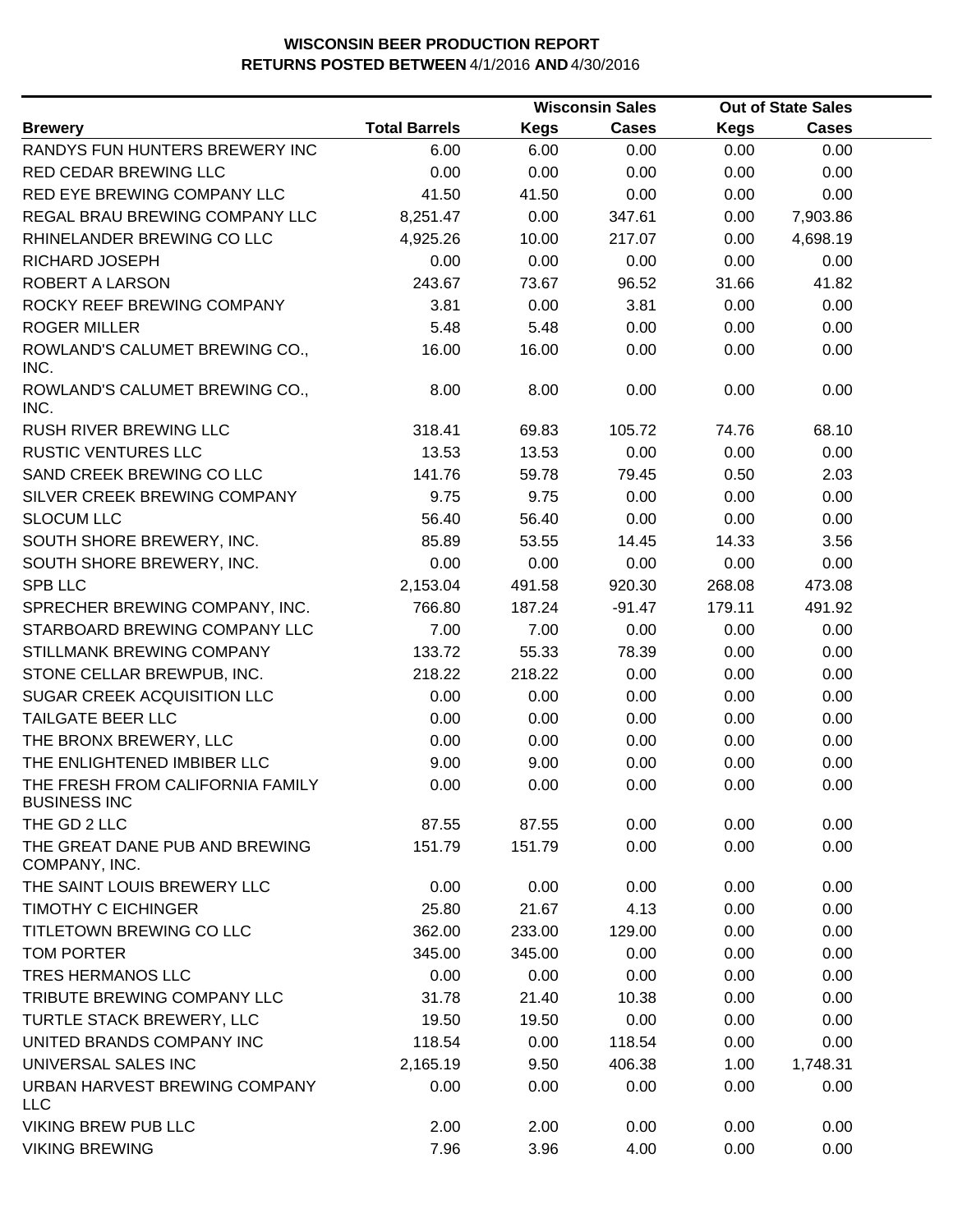**WISCONSIN BEER PRODUCTION REPORT**
**RETURNS POSTED BETWEEN** 4/1/2016 **AND** 4/30/2016

| Brewery | Total Barrels | Wisconsin Sales Kegs | Wisconsin Sales Cases | Out of State Sales Kegs | Out of State Sales Cases |
|---|---|---|---|---|---|
| RANDYS FUN HUNTERS BREWERY INC | 6.00 | 6.00 | 0.00 | 0.00 | 0.00 |
| RED CEDAR BREWING LLC | 0.00 | 0.00 | 0.00 | 0.00 | 0.00 |
| RED EYE BREWING COMPANY LLC | 41.50 | 41.50 | 0.00 | 0.00 | 0.00 |
| REGAL BRAU BREWING COMPANY LLC | 8,251.47 | 0.00 | 347.61 | 0.00 | 7,903.86 |
| RHINELANDER BREWING CO LLC | 4,925.26 | 10.00 | 217.07 | 0.00 | 4,698.19 |
| RICHARD JOSEPH | 0.00 | 0.00 | 0.00 | 0.00 | 0.00 |
| ROBERT A LARSON | 243.67 | 73.67 | 96.52 | 31.66 | 41.82 |
| ROCKY REEF BREWING COMPANY | 3.81 | 0.00 | 3.81 | 0.00 | 0.00 |
| ROGER MILLER | 5.48 | 5.48 | 0.00 | 0.00 | 0.00 |
| ROWLAND'S CALUMET BREWING CO., INC. | 16.00 | 16.00 | 0.00 | 0.00 | 0.00 |
| ROWLAND'S CALUMET BREWING CO., INC. | 8.00 | 8.00 | 0.00 | 0.00 | 0.00 |
| RUSH RIVER BREWING LLC | 318.41 | 69.83 | 105.72 | 74.76 | 68.10 |
| RUSTIC VENTURES LLC | 13.53 | 13.53 | 0.00 | 0.00 | 0.00 |
| SAND CREEK BREWING CO LLC | 141.76 | 59.78 | 79.45 | 0.50 | 2.03 |
| SILVER CREEK BREWING COMPANY | 9.75 | 9.75 | 0.00 | 0.00 | 0.00 |
| SLOCUM LLC | 56.40 | 56.40 | 0.00 | 0.00 | 0.00 |
| SOUTH SHORE BREWERY, INC. | 85.89 | 53.55 | 14.45 | 14.33 | 3.56 |
| SOUTH SHORE BREWERY, INC. | 0.00 | 0.00 | 0.00 | 0.00 | 0.00 |
| SPB LLC | 2,153.04 | 491.58 | 920.30 | 268.08 | 473.08 |
| SPRECHER BREWING COMPANY, INC. | 766.80 | 187.24 | -91.47 | 179.11 | 491.92 |
| STARBOARD BREWING COMPANY LLC | 7.00 | 7.00 | 0.00 | 0.00 | 0.00 |
| STILLMANK BREWING COMPANY | 133.72 | 55.33 | 78.39 | 0.00 | 0.00 |
| STONE CELLAR BREWPUB, INC. | 218.22 | 218.22 | 0.00 | 0.00 | 0.00 |
| SUGAR CREEK ACQUISITION LLC | 0.00 | 0.00 | 0.00 | 0.00 | 0.00 |
| TAILGATE BEER LLC | 0.00 | 0.00 | 0.00 | 0.00 | 0.00 |
| THE BRONX BREWERY, LLC | 0.00 | 0.00 | 0.00 | 0.00 | 0.00 |
| THE ENLIGHTENED IMBIBER LLC | 9.00 | 9.00 | 0.00 | 0.00 | 0.00 |
| THE FRESH FROM CALIFORNIA FAMILY BUSINESS INC | 0.00 | 0.00 | 0.00 | 0.00 | 0.00 |
| THE GD 2 LLC | 87.55 | 87.55 | 0.00 | 0.00 | 0.00 |
| THE GREAT DANE PUB AND BREWING COMPANY, INC. | 151.79 | 151.79 | 0.00 | 0.00 | 0.00 |
| THE SAINT LOUIS BREWERY LLC | 0.00 | 0.00 | 0.00 | 0.00 | 0.00 |
| TIMOTHY C EICHINGER | 25.80 | 21.67 | 4.13 | 0.00 | 0.00 |
| TITLETOWN BREWING CO LLC | 362.00 | 233.00 | 129.00 | 0.00 | 0.00 |
| TOM PORTER | 345.00 | 345.00 | 0.00 | 0.00 | 0.00 |
| TRES HERMANOS LLC | 0.00 | 0.00 | 0.00 | 0.00 | 0.00 |
| TRIBUTE BREWING COMPANY LLC | 31.78 | 21.40 | 10.38 | 0.00 | 0.00 |
| TURTLE STACK BREWERY, LLC | 19.50 | 19.50 | 0.00 | 0.00 | 0.00 |
| UNITED BRANDS COMPANY INC | 118.54 | 0.00 | 118.54 | 0.00 | 0.00 |
| UNIVERSAL SALES INC | 2,165.19 | 9.50 | 406.38 | 1.00 | 1,748.31 |
| URBAN HARVEST BREWING COMPANY LLC | 0.00 | 0.00 | 0.00 | 0.00 | 0.00 |
| VIKING BREW PUB LLC | 2.00 | 2.00 | 0.00 | 0.00 | 0.00 |
| VIKING BREWING | 7.96 | 3.96 | 4.00 | 0.00 | 0.00 |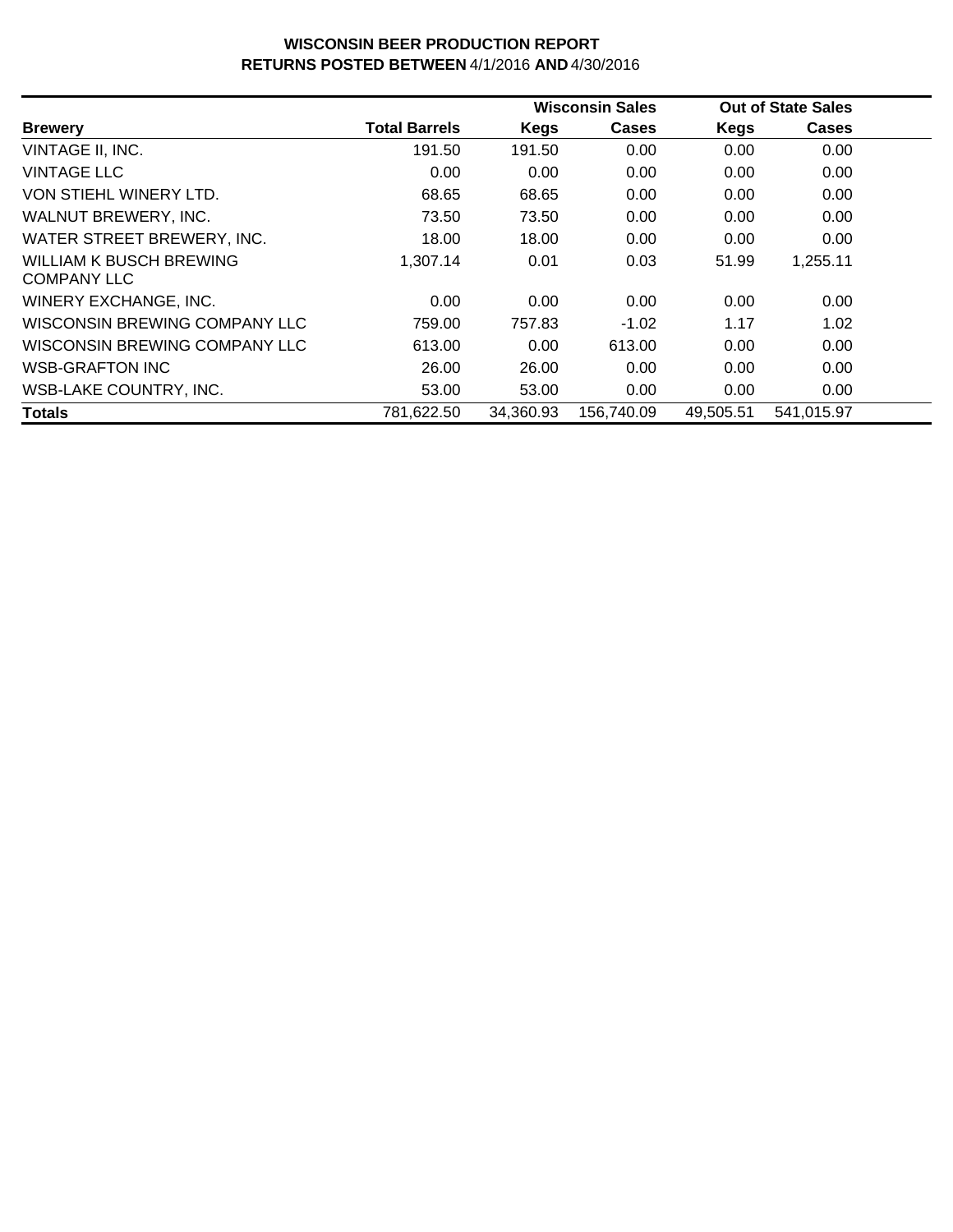**WISCONSIN BEER PRODUCTION REPORT**
**RETURNS POSTED BETWEEN** 4/1/2016 **AND** 4/30/2016

| | | Wisconsin Sales | | Out of State Sales | |
|---|---|---|---|---|---|
| **Brewery** | **Total Barrels** | **Kegs** | **Cases** | **Kegs** | **Cases** |
| VINTAGE II, INC. | 191.50 | 191.50 | 0.00 | 0.00 | 0.00 |
| VINTAGE LLC | 0.00 | 0.00 | 0.00 | 0.00 | 0.00 |
| VON STIEHL WINERY LTD. | 68.65 | 68.65 | 0.00 | 0.00 | 0.00 |
| WALNUT BREWERY, INC. | 73.50 | 73.50 | 0.00 | 0.00 | 0.00 |
| WATER STREET BREWERY, INC. | 18.00 | 18.00 | 0.00 | 0.00 | 0.00 |
| WILLIAM K BUSCH BREWING COMPANY LLC | 1,307.14 | 0.01 | 0.03 | 51.99 | 1,255.11 |
| WINERY EXCHANGE, INC. | 0.00 | 0.00 | 0.00 | 0.00 | 0.00 |
| WISCONSIN BREWING COMPANY LLC | 759.00 | 757.83 | -1.02 | 1.17 | 1.02 |
| WISCONSIN BREWING COMPANY LLC | 613.00 | 0.00 | 613.00 | 0.00 | 0.00 |
| WSB-GRAFTON INC | 26.00 | 26.00 | 0.00 | 0.00 | 0.00 |
| WSB-LAKE COUNTRY, INC. | 53.00 | 53.00 | 0.00 | 0.00 | 0.00 |
| **Totals** | 781,622.50 | 34,360.93 | 156,740.09 | 49,505.51 | 541,015.97 |